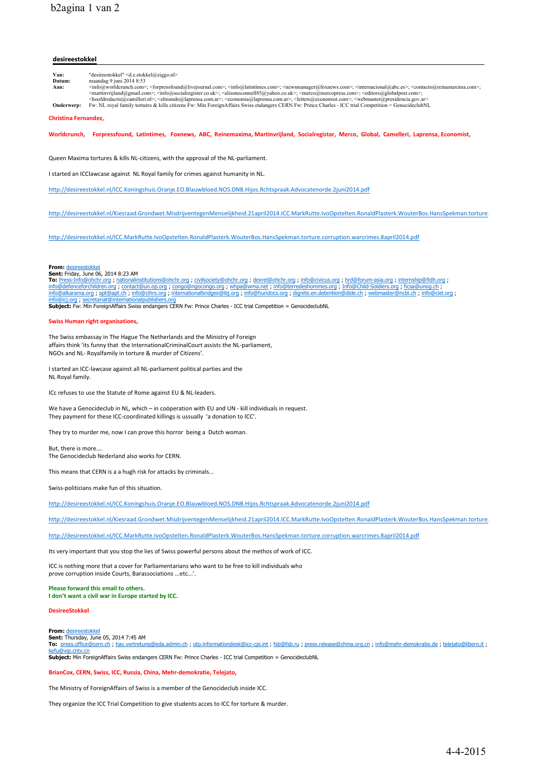**desireestokkel**

**Van:** "desireestokkel" <d.e.stokkel@ziggo.nl>
**Datum:** maandag 9 juni 2014 8:53
**Aan:** <info@worldcrunch.com>; <forpressfound@livejournal.com>; <info@latintimes.com>; <newsmanager@foxnews.com>; <internacional@abc.es>; <contacto@reinamaxima.com>; <martinvrijland@gmail.com>; <info@socialregister.co.uk>; <alisonoconnell85@yahoo.co.uk>; <merco@mercopress.com>; <editors@globalpost.com>; <hoofdredactie@camilleri.nl>; <elmundo@laprensa.com.ar>; <economia@laprensa.com.ar>; <letters@economist.com>; <webmaster@presidencia.gov.ar>
**Onderwerp:** Fw: NL royal family tortures & kills citizens Fw: Min ForeignAffairs Swiss endangers CERN Fw: Prince Charles - ICC trial Competition = GenocideclubNL

**Christina Fernandez,**

**Worldcrunch, Forpressfound, Latintimes, Foxnews, ABC, Reinemaxima, Martinvrijland, Socialregistar, Merco, Global, Camelleri, Laprensa, Economist,**

Queen Maxima tortures & kills NL-citizens, with the approval of the NL-parliament.

I started an ICClawcase against NL Royal family for crimes against humanity in NL.

http://desireestokkel.nl/ICC.Koningshuis.Oranje.EO.Blauwbloed.NOS.DNB.Hijos.Rchtspraak.Advocatenorde.2juni2014.pdf

http://desireestokkel.nl/Kiesraad.Grondwet.MisdrijventegenMenselijkheid.21april2014.ICC.MarkRutte.IvoOpstelten.RonaldPlasterk.WouterBos.HansSpekman.torture.

http://desireestokkel.nl/ICC.MarkRutte.IvoOpstelten.RonaldPlasterk.WouterBos.HansSpekman.torture.corruption.warcrimes.8april2014.pdf

**From:** desireestokkel
**Sent:** Friday, June 06, 2014 8:23 AM
**To:** Press-Info@ohchr.org ; nationalinstitutions@ohchr.org ; civilsociety@ohchr.org ; dexrel@ohchr.org ; info@civicus.org ; hrd@forum-asia.org ; internship@fidh.org ; info@defenceforchildren.org ; contact@un.op.org ; congo@ngocongo.org ; whpa@wma.net ; info@terredeshommes.org ; Info@Child-Soldiers.org ; ficsa@unog.ch ; info@alkarama.org ; apt@apt.ch ; info@cihrs.org ; internationalbridges@ibj.org ; info@huridocs.org ; dignite.en.detention@dide.ch ; webmaster@ncbi.ch ; info@ciel.org ; info@icj.org ; secretariat@internationalpublishers.org
**Subject:** Fw: Min ForeignAffairs Swiss endangers CERN Fw: Prince Charles - ICC trial Competition = GenocideclubNL

**Swiss Human right organisations,**

The Swiss embassay in The Hague The Netherlands and the Ministry of Foreign affairs think 'its funny that the InternationalCriminalCourt assists the NL-parliament, NGOs and NL- Royalfamily in torture & murder of Citizens'.

I started an ICC-lawcase against all NL-parliament political parties and the NL Royal family.

ICc refuses to use the Statute of Rome against EU & NL-leaders.

We have a Genocideclub in NL, which – in coöperation with EU and UN - kill individuals in request.
They payment for these ICC-coordinated killings is usually 'a donation to ICC'.

They try to murder me, now I can prove this horror being a Dutch woman.

But, there is more....
The Genocideclub Nederland also works for CERN.

This means that CERN is a a hugh risk for attacks by criminals...

Swiss-politicians make fun of this situation.

http://desireestokkel.nl/ICC.Koningshuis.Oranje.EO.Blauwbloed.NOS.DNB.Hijos.Rchtspraak.Advocatenorde.2juni2014.pdf

http://desireestokkel.nl/Kiesraad.Grondwet.MisdrijventegenMenselijkheid.21april2014.ICC.MarkRutte.IvoOpstelten.RonaldPlasterk.WouterBos.HansSpekman.torture.

http://desireestokkel.nl/ICC.MarkRutte.IvoOpstelten.RonaldPlasterk.WouterBos.HansSpekman.torture.corruption.warcrimes.8april2014.pdf

Its very important that you stop the lies of Swiss powerful persons about the methos of work of ICC.

ICC is nothing more that a cover for Parliamentarians who want to be free to kill individuals who prove corruption inside Courts, Barassociations ...etc...'.

**Please forward this email to others.**
**I don't want a civil war in Europe started by ICC.**

**DesireeStokkel**

**From:** desireestokkel
**Sent:** Thursday, June 05, 2014 7:45 AM
**To:** press.office@cern.ch ; hay.vertretung@eda.admin.ch ; otp.informationdesk@icc-cpi.int ; fsb@fsb.ru ; press.release@china.org.cn ; info@mehr-demokratie.de ; telejato@libero.it ; kefu@vip.cntv.cn
**Subject:** Min ForeignAffairs Swiss endangers CERN Fw: Prince Charles - ICC trial Competition = GenocideclubNL

**BrianCox, CERN, Swiss, ICC, Russia, China, Mehr-demokratie, Telejato,**

The Ministry of ForeignAffairs of Swiss is a member of the Genocideclub inside ICC.

They organize the ICC Trial Competition to give students acces to ICC for torture & murder.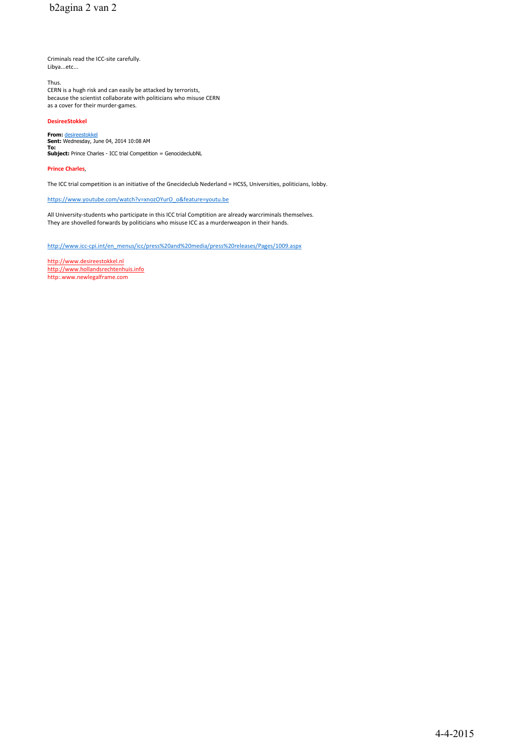Criminals read the ICC-site carefully.
Libya...etc...

Thus.
CERN is a hugh risk and can easily be attacked by terrorists,
because the scientist collaborate with politicians who misuse CERN
as a cover for their murder-games.

**DesireeStokkel**

**From:** desireestokkel
**Sent:** Wednesday, June 04, 2014 10:08 AM
**To:**
**Subject:** Prince Charles - ICC trial Competition = GenocideclubNL

**Prince Charles**,

The ICC trial competition is an initiative of the Gnecideclub Nederland = HCSS, Universities, politicians, lobby.

https://www.youtube.com/watch?v=xnozOYurO_o&feature=youtu.be

All University-students who participate in this ICC trial Comptition are already warcriminals themselves.
They are shovelled forwards by politicians who misuse ICC as a murderweapon in their hands.

http://www.icc-cpi.int/en_menus/icc/press%20and%20media/press%20releases/Pages/1009.aspx

http://www.desireestokkel.nl
http://www.hollandsrechtenhuis.info
http:.www.newlegalframe.com